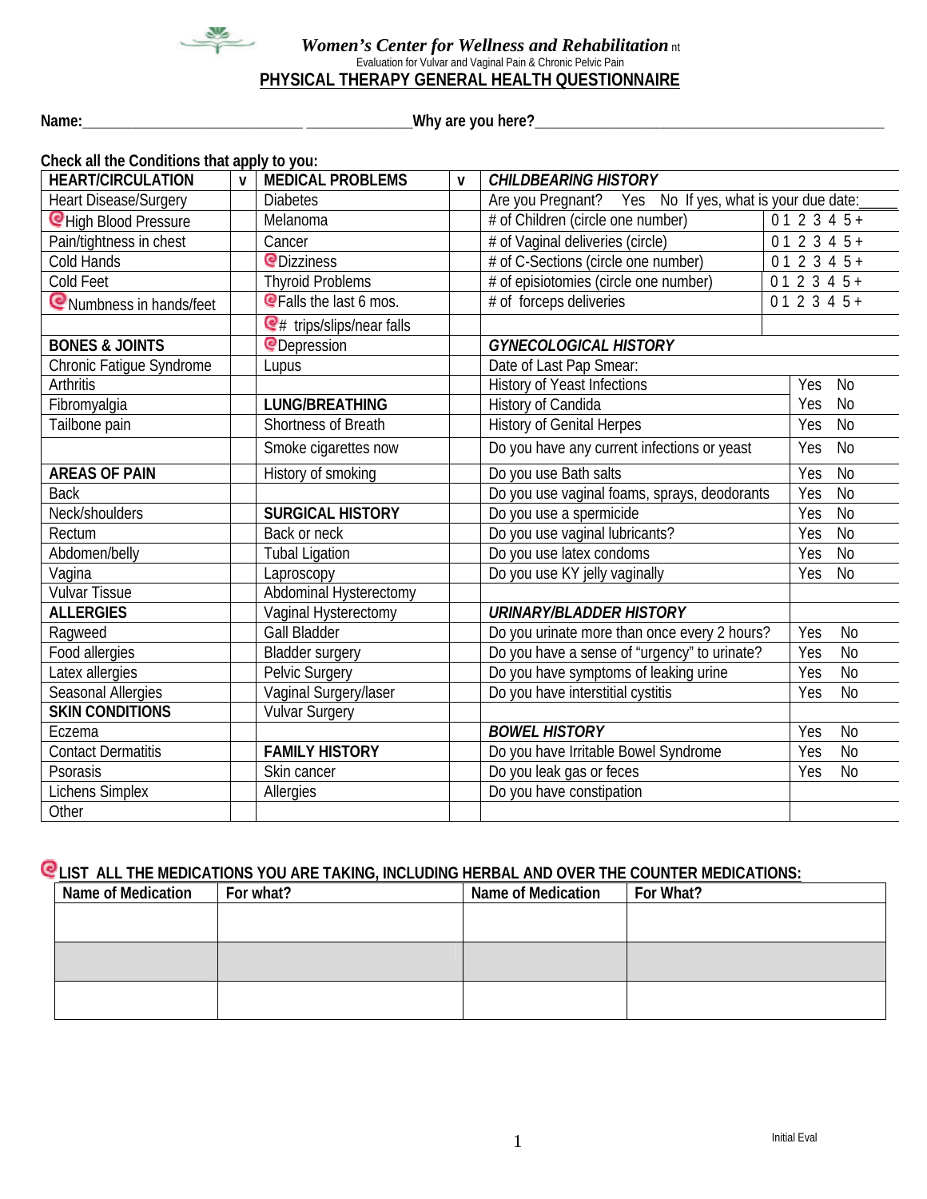# *Women's Center for Wellness and Rehabilitation* nt

Evaluation for Vulvar and Vaginal Pain & Chronic Pelvic Pain

## PHYSICAL THERAPY GENERAL HEALTH QUESTIONNAIRE

**Name:**_____________________________ _______________**Why are you here?**_____________________________________________

**Check all the Conditions that apply to you:**

| HEART/CIRCULATION | v | MEDICAL PROBLEMS | v | *CHILDBEARING HISTORY* | |
|---|---|---|---|---|---|
| Heart Disease/Surgery | | Diabetes | | Are you Pregnant? Yes No If yes, what is your due date:_____ | |
| High Blood Pressure | | Melanoma | | # of Children (circle one number) | 0 1 2 3 4 5 + |
| Pain/tightness in chest | | Cancer | | # of Vaginal deliveries (circle) | 0 1 2 3 4 5 + |
| Cold Hands | | Dizziness | | # of C-Sections (circle one number) | 0 1 2 3 4 5 + |
| Cold Feet | | Thyroid Problems | | # of episiotomies (circle one number) | 0 1 2 3 4 5 + |
| Numbness in hands/feet | | Falls the last 6 mos. | | # of forceps deliveries | 0 1 2 3 4 5 + |
| | | # trips/slips/near falls | | | |
| **BONES & JOINTS** | | Depression | | ***GYNECOLOGICAL HISTORY*** | |
| Chronic Fatigue Syndrome | | Lupus | | Date of Last Pap Smear: | |
| Arthritis | | | | History of Yeast Infections | Yes No |
| Fibromyalgia | | **LUNG/BREATHING** | | History of Candida | Yes No |
| Tailbone pain | | Shortness of Breath | | History of Genital Herpes | Yes No |
| | | Smoke cigarettes now | | Do you have any current infections or yeast | Yes No |
| **AREAS OF PAIN** | | History of smoking | | Do you use Bath salts | Yes No |
| Back | | | | Do you use vaginal foams, sprays, deodorants | Yes No |
| Neck/shoulders | | **SURGICAL HISTORY** | | Do you use a spermicide | Yes No |
| Rectum | | Back or neck | | Do you use vaginal lubricants? | Yes No |
| Abdomen/belly | | Tubal Ligation | | Do you use latex condoms | Yes No |
| Vagina | | Laproscopy | | Do you use KY jelly vaginally | Yes No |
| Vulvar Tissue | | Abdominal Hysterectomy | | | |
| **ALLERGIES** | | Vaginal Hysterectomy | | ***URINARY/BLADDER HISTORY*** | |
| Ragweed | | Gall Bladder | | Do you urinate more than once every 2 hours? | Yes No |
| Food allergies | | Bladder surgery | | Do you have a sense of "urgency" to urinate? | Yes No |
| Latex allergies | | Pelvic Surgery | | Do you have symptoms of leaking urine | Yes No |
| Seasonal Allergies | | Vaginal Surgery/laser | | Do you have interstitial cystitis | Yes No |
| **SKIN CONDITIONS** | | Vulvar Surgery | | | |
| Eczema | | | | ***BOWEL HISTORY*** | Yes No |
| Contact Dermatitis | | **FAMILY HISTORY** | | Do you have Irritable Bowel Syndrome | Yes No |
| Psorasis | | Skin cancer | | Do you leak gas or feces | Yes No |
| Lichens Simplex | | Allergies | | Do you have constipation | |
| Other | | | | | |

**LIST ALL THE MEDICATIONS YOU ARE TAKING, INCLUDING HERBAL AND OVER THE COUNTER MEDICATIONS:**

| Name of Medication | For what? | Name of Medication | For What? |
|---|---|---|---|
| | | | |
| | | | |
| | | | |

Initial Eval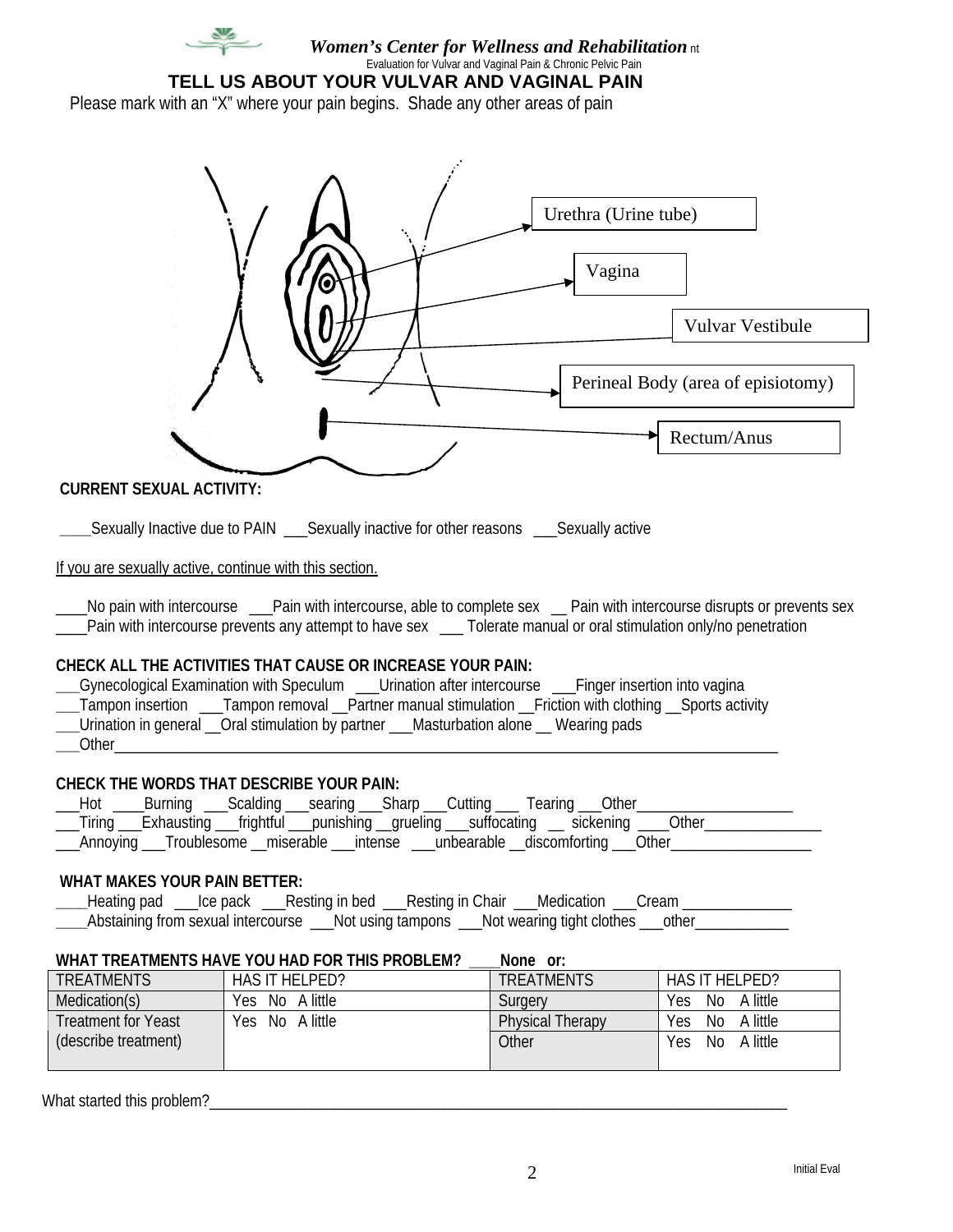***Women's Center for Wellness and Rehabilitation***

Evaluation for Vulvar and Vaginal Pain & Chronic Pelvic Pain

## TELL US ABOUT YOUR VULVAR AND VAGINAL PAIN

Please mark with an "X" where your pain begins. Shade any other areas of pain

Urethra (Urine tube)

Vagina

Vulvar Vestibule

Perineal Body (area of episiotomy)

Rectum/Anus

**CURRENT SEXUAL ACTIVITY:**

____Sexually Inactive due to PAIN ___Sexually inactive for other reasons ___Sexually active

If you are sexually active, continue with this section.

____No pain with intercourse ___Pain with intercourse, able to complete sex __ Pain with intercourse disrupts or prevents sex
____Pain with intercourse prevents any attempt to have sex ___ Tolerate manual or oral stimulation only/no penetration

**CHECK ALL THE ACTIVITIES THAT CAUSE OR INCREASE YOUR PAIN:**

___Gynecological Examination with Speculum ___Urination after intercourse ___Finger insertion into vagina
___Tampon insertion ___Tampon removal __Partner manual stimulation __Friction with clothing __Sports activity
___Urination in general __Oral stimulation by partner ___Masturbation alone __ Wearing pads
___Other______________________________________________________________________________

**CHECK THE WORDS THAT DESCRIBE YOUR PAIN:**

___Hot ____Burning ___Scalding ___searing ___Sharp ___Cutting ___ Tearing ___Other____________________
___Tiring ___Exhausting ___frightful ___punishing __grueling ___suffocating __ sickening ____Other_______________
___Annoying ___Troublesome __miserable ___intense ___unbearable __discomforting ___Other__________________

**WHAT MAKES YOUR PAIN BETTER:**

____Heating pad ___Ice pack ___Resting in bed ___Resting in Chair ___Medication ___Cream ______________
____Abstaining from sexual intercourse ___Not using tampons ___Not wearing tight clothes ___other____________

**WHAT TREATMENTS HAVE YOU HAD FOR THIS PROBLEM? ____None or:**

| TREATMENTS | HAS IT HELPED? | TREATMENTS | HAS IT HELPED? |
|---|---|---|---|
| Medication(s) | Yes No A little | Surgery | Yes No A little |
| Treatment for Yeast (describe treatment) | Yes No A little | Physical Therapy | Yes No A little |
| | | Other | Yes No A little |

What started this problem?_______________________________________________________________________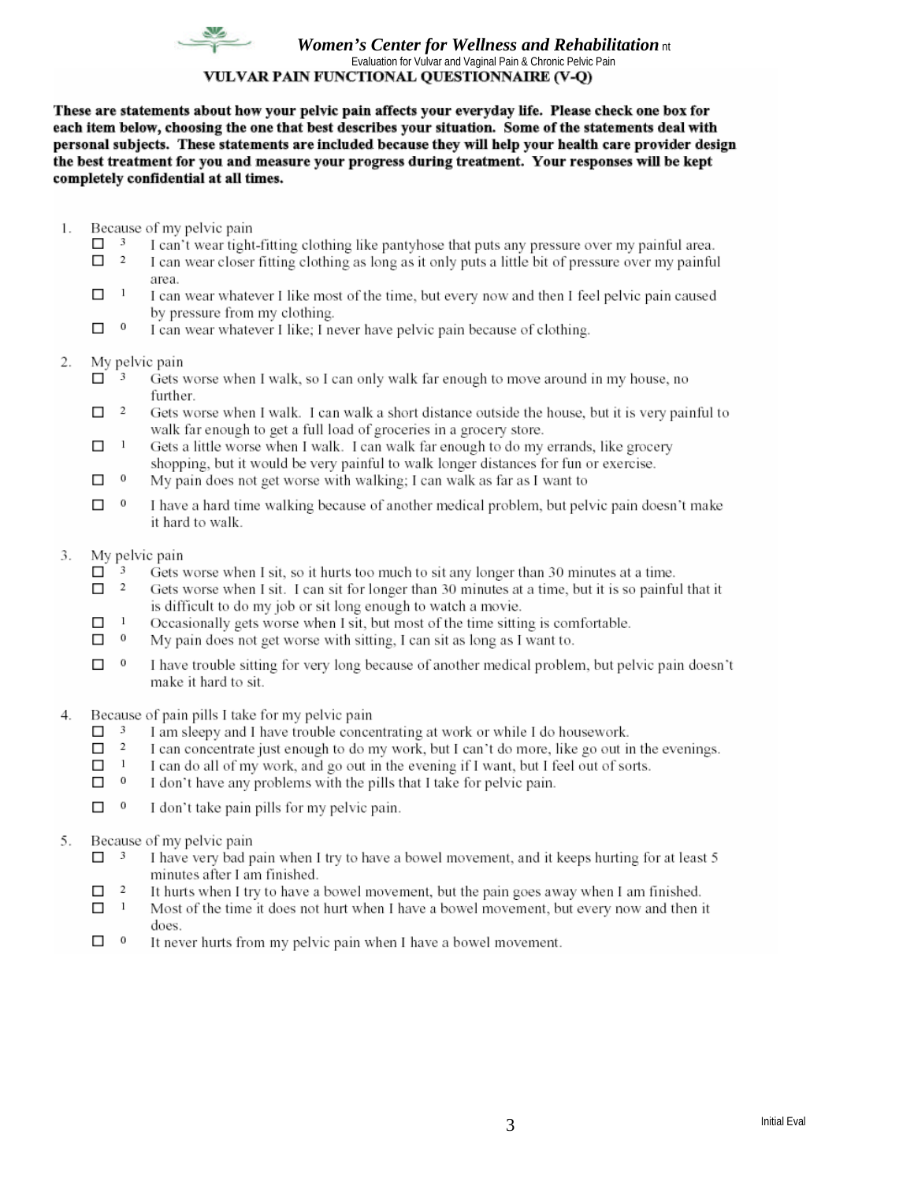***Women's Center for Wellness and Rehabilitation*** nt

Evaluation for Vulvar and Vaginal Pain & Chronic Pelvic Pain

## VULVAR PAIN FUNCTIONAL QUESTIONNAIRE (V-Q)

**These are statements about how your pelvic pain affects your everyday life. Please check one box for each item below, choosing the one that best describes your situation. Some of the statements deal with personal subjects. These statements are included because they will help your health care provider design the best treatment for you and measure your progress during treatment. Your responses will be kept completely confidential at all times.**

1. Because of my pelvic pain
   - ☐ 3 I can't wear tight-fitting clothing like pantyhose that puts any pressure over my painful area.
   - ☐ 2 I can wear closer fitting clothing as long as it only puts a little bit of pressure over my painful area.
   - ☐ 1 I can wear whatever I like most of the time, but every now and then I feel pelvic pain caused by pressure from my clothing.
   - ☐ 0 I can wear whatever I like; I never have pelvic pain because of clothing.

2. My pelvic pain
   - ☐ 3 Gets worse when I walk, so I can only walk far enough to move around in my house, no further.
   - ☐ 2 Gets worse when I walk. I can walk a short distance outside the house, but it is very painful to walk far enough to get a full load of groceries in a grocery store.
   - ☐ 1 Gets a little worse when I walk. I can walk far enough to do my errands, like grocery shopping, but it would be very painful to walk longer distances for fun or exercise.
   - ☐ 0 My pain does not get worse with walking; I can walk as far as I want to
   - ☐ 0 I have a hard time walking because of another medical problem, but pelvic pain doesn't make it hard to walk.

3. My pelvic pain
   - ☐ 3 Gets worse when I sit, so it hurts too much to sit any longer than 30 minutes at a time.
   - ☐ 2 Gets worse when I sit. I can sit for longer than 30 minutes at a time, but it is so painful that it is difficult to do my job or sit long enough to watch a movie.
   - ☐ 1 Occasionally gets worse when I sit, but most of the time sitting is comfortable.
   - ☐ 0 My pain does not get worse with sitting, I can sit as long as I want to.
   - ☐ 0 I have trouble sitting for very long because of another medical problem, but pelvic pain doesn't make it hard to sit.

4. Because of pain pills I take for my pelvic pain
   - ☐ 3 I am sleepy and I have trouble concentrating at work or while I do housework.
   - ☐ 2 I can concentrate just enough to do my work, but I can't do more, like go out in the evenings.
   - ☐ 1 I can do all of my work, and go out in the evening if I want, but I feel out of sorts.
   - ☐ 0 I don't have any problems with the pills that I take for pelvic pain.
   - ☐ 0 I don't take pain pills for my pelvic pain.

5. Because of my pelvic pain
   - ☐ 3 I have very bad pain when I try to have a bowel movement, and it keeps hurting for at least 5 minutes after I am finished.
   - ☐ 2 It hurts when I try to have a bowel movement, but the pain goes away when I am finished.
   - ☐ 1 Most of the time it does not hurt when I have a bowel movement, but every now and then it does.
   - ☐ 0 It never hurts from my pelvic pain when I have a bowel movement.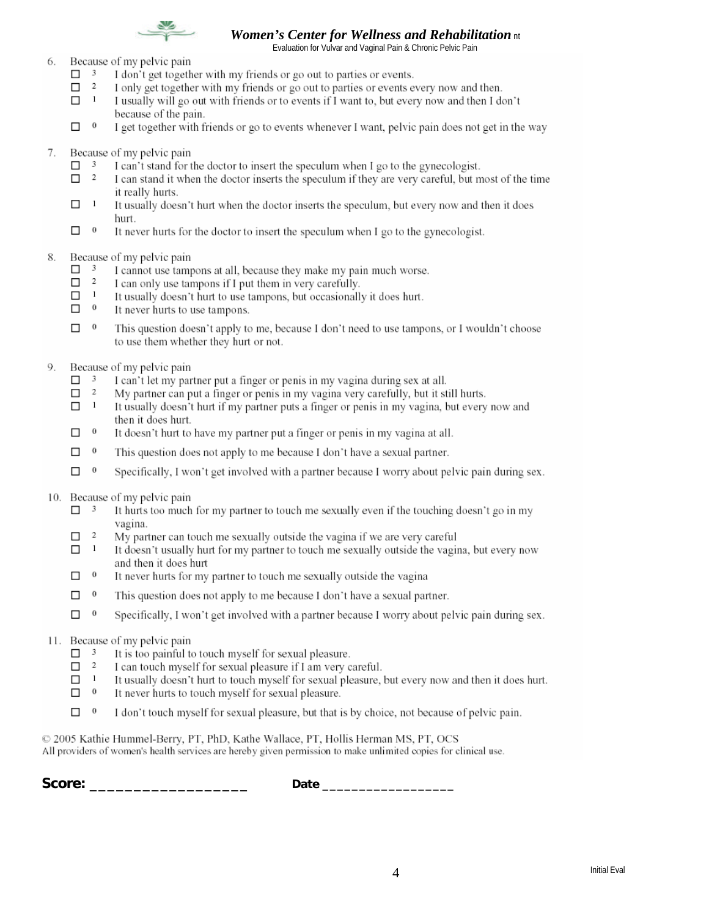## *Women's Center for Wellness and Rehabilitation* nt

Evaluation for Vulvar and Vaginal Pain & Chronic Pelvic Pain

6. Because of my pelvic pain
   - ☐ 3 I don't get together with my friends or go out to parties or events.
   - ☐ 2 I only get together with my friends or go out to parties or events every now and then.
   - ☐ 1 I usually will go out with friends or to events if I want to, but every now and then I don't because of the pain.
   - ☐ 0 I get together with friends or go to events whenever I want, pelvic pain does not get in the way

7. Because of my pelvic pain
   - ☐ 3 I can't stand for the doctor to insert the speculum when I go to the gynecologist.
   - ☐ 2 I can stand it when the doctor inserts the speculum if they are very careful, but most of the time it really hurts.
   - ☐ 1 It usually doesn't hurt when the doctor inserts the speculum, but every now and then it does hurt.
   - ☐ 0 It never hurts for the doctor to insert the speculum when I go to the gynecologist.

8. Because of my pelvic pain
   - ☐ 3 I cannot use tampons at all, because they make my pain much worse.
   - ☐ 2 I can only use tampons if I put them in very carefully.
   - ☐ 1 It usually doesn't hurt to use tampons, but occasionally it does hurt.
   - ☐ 0 It never hurts to use tampons.
   - ☐ 0 This question doesn't apply to me, because I don't need to use tampons, or I wouldn't choose to use them whether they hurt or not.

9. Because of my pelvic pain
   - ☐ 3 I can't let my partner put a finger or penis in my vagina during sex at all.
   - ☐ 2 My partner can put a finger or penis in my vagina very carefully, but it still hurts.
   - ☐ 1 It usually doesn't hurt if my partner puts a finger or penis in my vagina, but every now and then it does hurt.
   - ☐ 0 It doesn't hurt to have my partner put a finger or penis in my vagina at all.
   - ☐ 0 This question does not apply to me because I don't have a sexual partner.
   - ☐ 0 Specifically, I won't get involved with a partner because I worry about pelvic pain during sex.

10. Because of my pelvic pain
    - ☐ 3 It hurts too much for my partner to touch me sexually even if the touching doesn't go in my vagina.
    - ☐ 2 My partner can touch me sexually outside the vagina if we are very careful
    - ☐ 1 It doesn't usually hurt for my partner to touch me sexually outside the vagina, but every now and then it does hurt
    - ☐ 0 It never hurts for my partner to touch me sexually outside the vagina
    - ☐ 0 This question does not apply to me because I don't have a sexual partner.
    - ☐ 0 Specifically, I won't get involved with a partner because I worry about pelvic pain during sex.

11. Because of my pelvic pain
    - ☐ 3 It is too painful to touch myself for sexual pleasure.
    - ☐ 2 I can touch myself for sexual pleasure if I am very careful.
    - ☐ 1 It usually doesn't hurt to touch myself for sexual pleasure, but every now and then it does hurt.
    - ☐ 0 It never hurts to touch myself for sexual pleasure.
    - ☐ 0 I don't touch myself for sexual pleasure, but that is by choice, not because of pelvic pain.

© 2005 Kathie Hummel-Berry, PT, PhD, Kathe Wallace, PT, Hollis Herman MS, PT, OCS
All providers of women's health services are hereby given permission to make unlimited copies for clinical use.

**Score: ___________________** **Date _________________**

Initial Eval